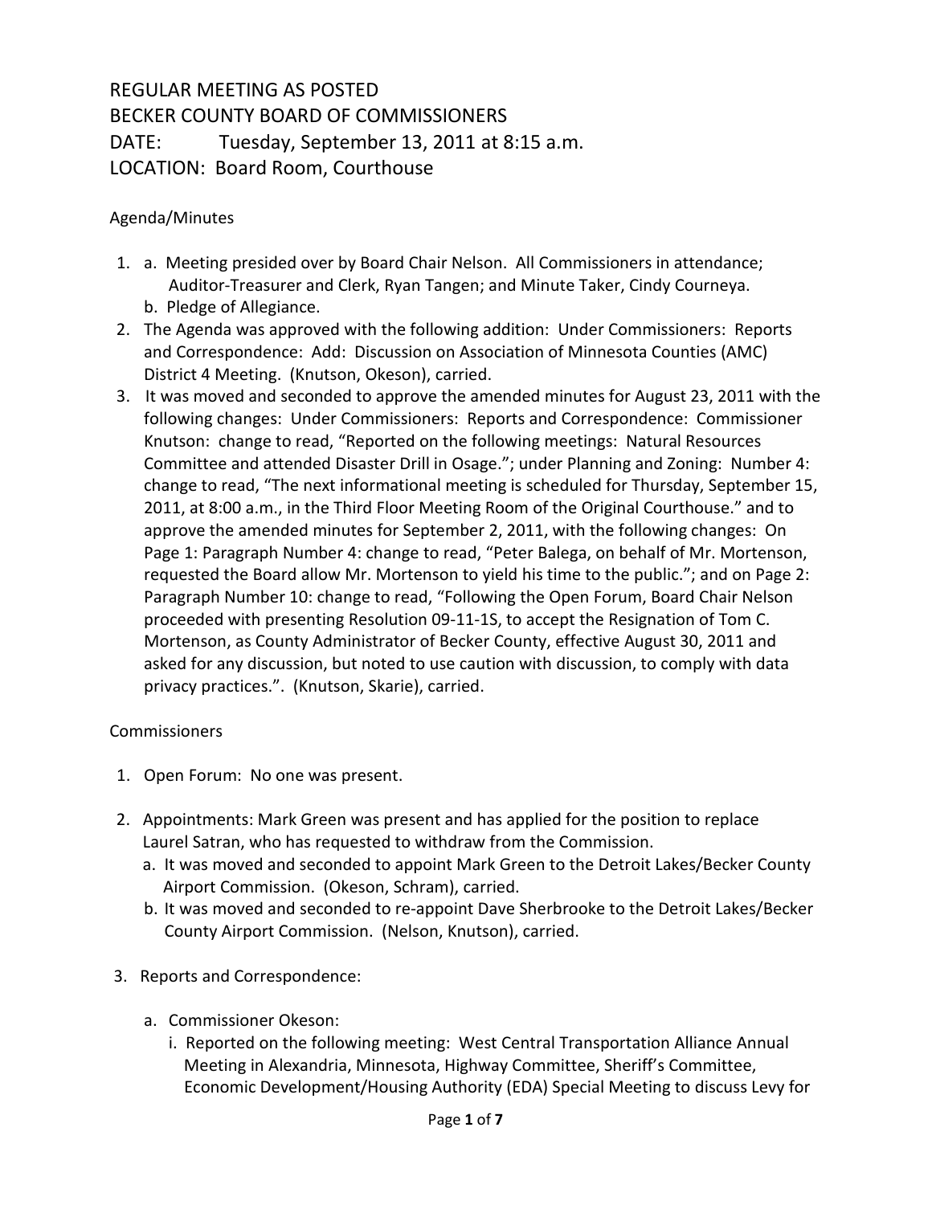# REGULAR MEETING AS POSTED
# BECKER COUNTY BOARD OF COMMISSIONERS
# DATE: Tuesday, September 13, 2011 at 8:15 a.m.
# LOCATION: Board Room, Courthouse

Agenda/Minutes

1. a. Meeting presided over by Board Chair Nelson. All Commissioners in attendance; Auditor-Treasurer and Clerk, Ryan Tangen; and Minute Taker, Cindy Courneya.
   b. Pledge of Allegiance.
2. The Agenda was approved with the following addition: Under Commissioners: Reports and Correspondence: Add: Discussion on Association of Minnesota Counties (AMC) District 4 Meeting. (Knutson, Okeson), carried.
3. It was moved and seconded to approve the amended minutes for August 23, 2011 with the following changes: Under Commissioners: Reports and Correspondence: Commissioner Knutson: change to read, "Reported on the following meetings: Natural Resources Committee and attended Disaster Drill in Osage."; under Planning and Zoning: Number 4: change to read, "The next informational meeting is scheduled for Thursday, September 15, 2011, at 8:00 a.m., in the Third Floor Meeting Room of the Original Courthouse." and to approve the amended minutes for September 2, 2011, with the following changes: On Page 1: Paragraph Number 4: change to read, "Peter Balega, on behalf of Mr. Mortenson, requested the Board allow Mr. Mortenson to yield his time to the public."; and on Page 2: Paragraph Number 10: change to read, "Following the Open Forum, Board Chair Nelson proceeded with presenting Resolution 09-11-1S, to accept the Resignation of Tom C. Mortenson, as County Administrator of Becker County, effective August 30, 2011 and asked for any discussion, but noted to use caution with discussion, to comply with data privacy practices.". (Knutson, Skarie), carried.

Commissioners

1. Open Forum: No one was present.

2. Appointments: Mark Green was present and has applied for the position to replace Laurel Satran, who has requested to withdraw from the Commission.
   a. It was moved and seconded to appoint Mark Green to the Detroit Lakes/Becker County Airport Commission. (Okeson, Schram), carried.
   b. It was moved and seconded to re-appoint Dave Sherbrooke to the Detroit Lakes/Becker County Airport Commission. (Nelson, Knutson), carried.

3. Reports and Correspondence:

   a. Commissioner Okeson:
      i. Reported on the following meeting: West Central Transportation Alliance Annual Meeting in Alexandria, Minnesota, Highway Committee, Sheriff's Committee, Economic Development/Housing Authority (EDA) Special Meeting to discuss Levy for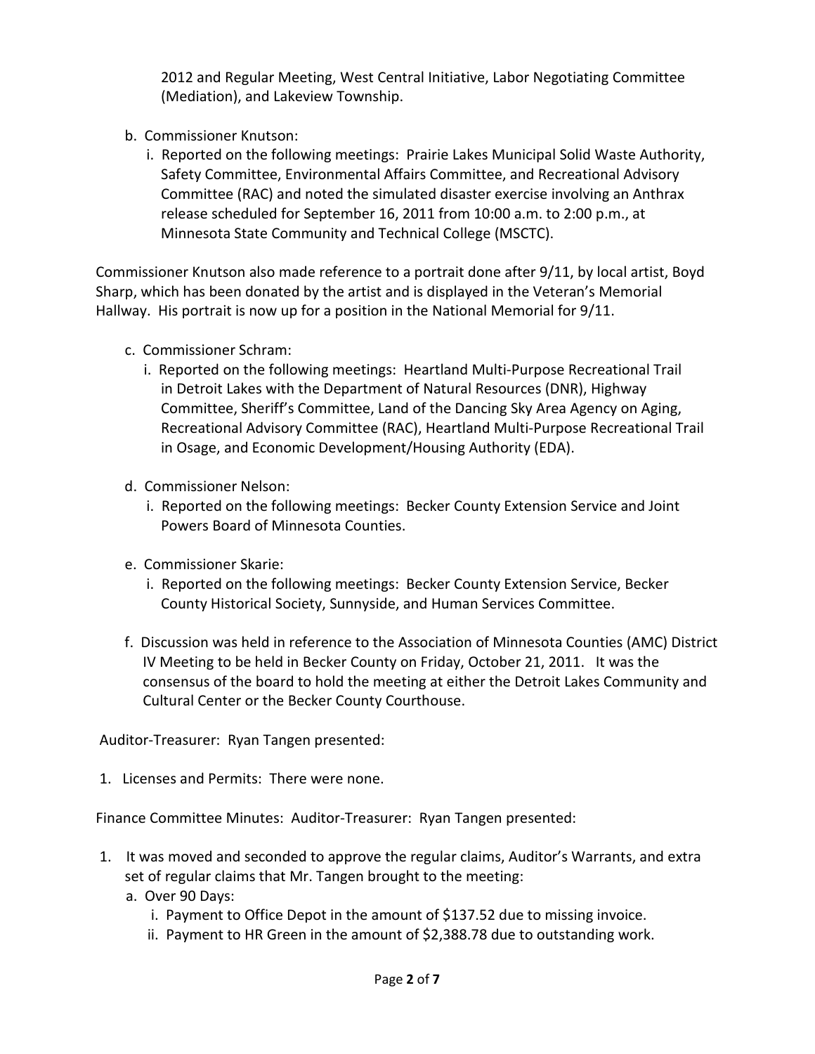2012 and Regular Meeting, West Central Initiative, Labor Negotiating Committee (Mediation), and Lakeview Township.

b. Commissioner Knutson:
   i. Reported on the following meetings: Prairie Lakes Municipal Solid Waste Authority, Safety Committee, Environmental Affairs Committee, and Recreational Advisory Committee (RAC) and noted the simulated disaster exercise involving an Anthrax release scheduled for September 16, 2011 from 10:00 a.m. to 2:00 p.m., at Minnesota State Community and Technical College (MSCTC).

Commissioner Knutson also made reference to a portrait done after 9/11, by local artist, Boyd Sharp, which has been donated by the artist and is displayed in the Veteran's Memorial Hallway. His portrait is now up for a position in the National Memorial for 9/11.

c. Commissioner Schram:
   i. Reported on the following meetings: Heartland Multi-Purpose Recreational Trail in Detroit Lakes with the Department of Natural Resources (DNR), Highway Committee, Sheriff's Committee, Land of the Dancing Sky Area Agency on Aging, Recreational Advisory Committee (RAC), Heartland Multi-Purpose Recreational Trail in Osage, and Economic Development/Housing Authority (EDA).

d. Commissioner Nelson:
   i. Reported on the following meetings: Becker County Extension Service and Joint Powers Board of Minnesota Counties.

e. Commissioner Skarie:
   i. Reported on the following meetings: Becker County Extension Service, Becker County Historical Society, Sunnyside, and Human Services Committee.

f. Discussion was held in reference to the Association of Minnesota Counties (AMC) District IV Meeting to be held in Becker County on Friday, October 21, 2011. It was the consensus of the board to hold the meeting at either the Detroit Lakes Community and Cultural Center or the Becker County Courthouse.

Auditor-Treasurer: Ryan Tangen presented:

1. Licenses and Permits: There were none.

Finance Committee Minutes: Auditor-Treasurer: Ryan Tangen presented:

1. It was moved and seconded to approve the regular claims, Auditor's Warrants, and extra set of regular claims that Mr. Tangen brought to the meeting:
   a. Over 90 Days:
      i. Payment to Office Depot in the amount of $137.52 due to missing invoice.
      ii. Payment to HR Green in the amount of $2,388.78 due to outstanding work.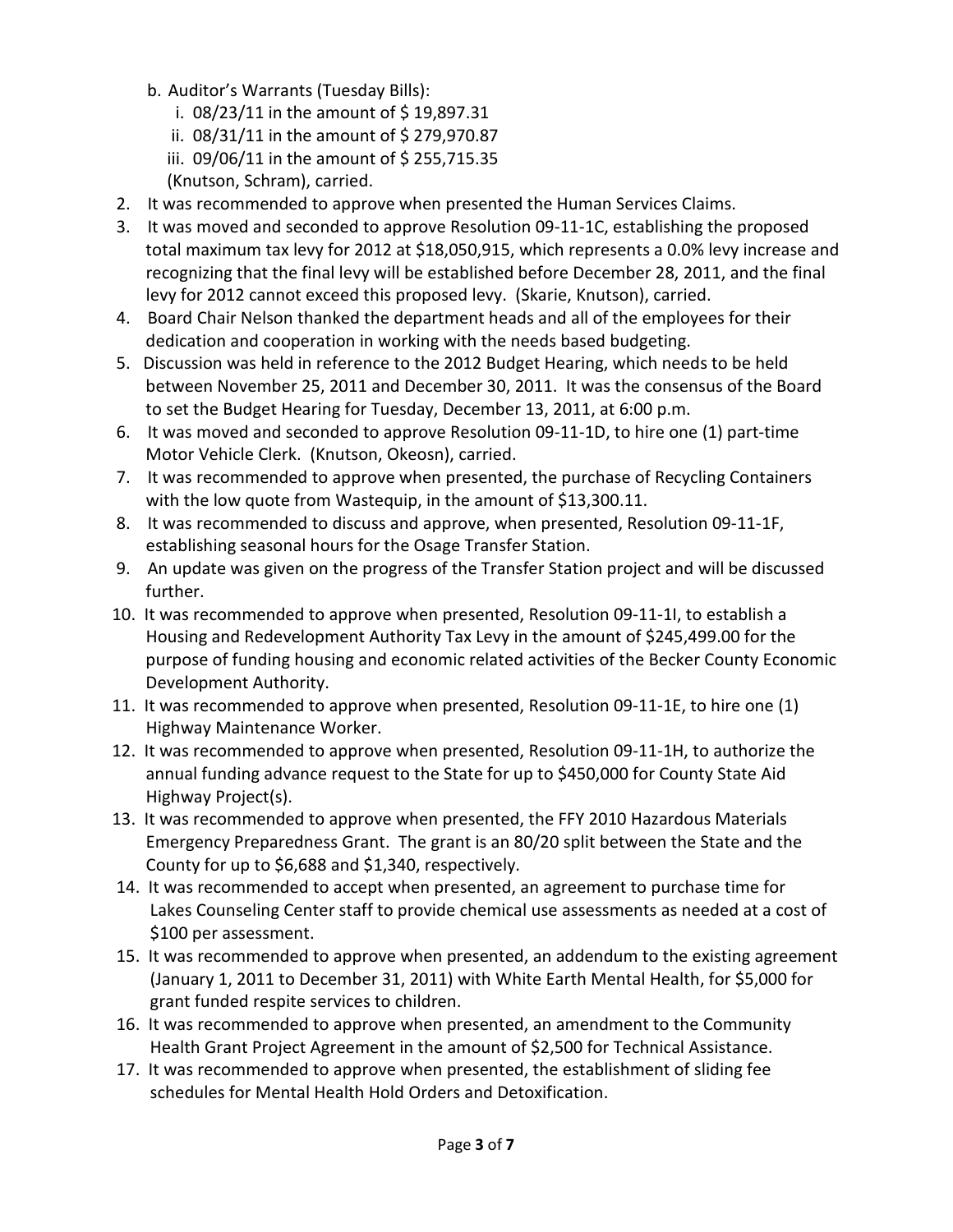b. Auditor's Warrants (Tuesday Bills):
   i. 08/23/11 in the amount of $ 19,897.31
   ii. 08/31/11 in the amount of $ 279,970.87
   iii. 09/06/11 in the amount of $ 255,715.35
   (Knutson, Schram), carried.

2. It was recommended to approve when presented the Human Services Claims.
3. It was moved and seconded to approve Resolution 09-11-1C, establishing the proposed total maximum tax levy for 2012 at $18,050,915, which represents a 0.0% levy increase and recognizing that the final levy will be established before December 28, 2011, and the final levy for 2012 cannot exceed this proposed levy. (Skarie, Knutson), carried.
4. Board Chair Nelson thanked the department heads and all of the employees for their dedication and cooperation in working with the needs based budgeting.
5. Discussion was held in reference to the 2012 Budget Hearing, which needs to be held between November 25, 2011 and December 30, 2011. It was the consensus of the Board to set the Budget Hearing for Tuesday, December 13, 2011, at 6:00 p.m.
6. It was moved and seconded to approve Resolution 09-11-1D, to hire one (1) part-time Motor Vehicle Clerk. (Knutson, Okeosn), carried.
7. It was recommended to approve when presented, the purchase of Recycling Containers with the low quote from Wastequip, in the amount of $13,300.11.
8. It was recommended to discuss and approve, when presented, Resolution 09-11-1F, establishing seasonal hours for the Osage Transfer Station.
9. An update was given on the progress of the Transfer Station project and will be discussed further.
10. It was recommended to approve when presented, Resolution 09-11-1I, to establish a Housing and Redevelopment Authority Tax Levy in the amount of $245,499.00 for the purpose of funding housing and economic related activities of the Becker County Economic Development Authority.
11. It was recommended to approve when presented, Resolution 09-11-1E, to hire one (1) Highway Maintenance Worker.
12. It was recommended to approve when presented, Resolution 09-11-1H, to authorize the annual funding advance request to the State for up to $450,000 for County State Aid Highway Project(s).
13. It was recommended to approve when presented, the FFY 2010 Hazardous Materials Emergency Preparedness Grant. The grant is an 80/20 split between the State and the County for up to $6,688 and $1,340, respectively.
14. It was recommended to accept when presented, an agreement to purchase time for Lakes Counseling Center staff to provide chemical use assessments as needed at a cost of $100 per assessment.
15. It was recommended to approve when presented, an addendum to the existing agreement (January 1, 2011 to December 31, 2011) with White Earth Mental Health, for $5,000 for grant funded respite services to children.
16. It was recommended to approve when presented, an amendment to the Community Health Grant Project Agreement in the amount of $2,500 for Technical Assistance.
17. It was recommended to approve when presented, the establishment of sliding fee schedules for Mental Health Hold Orders and Detoxification.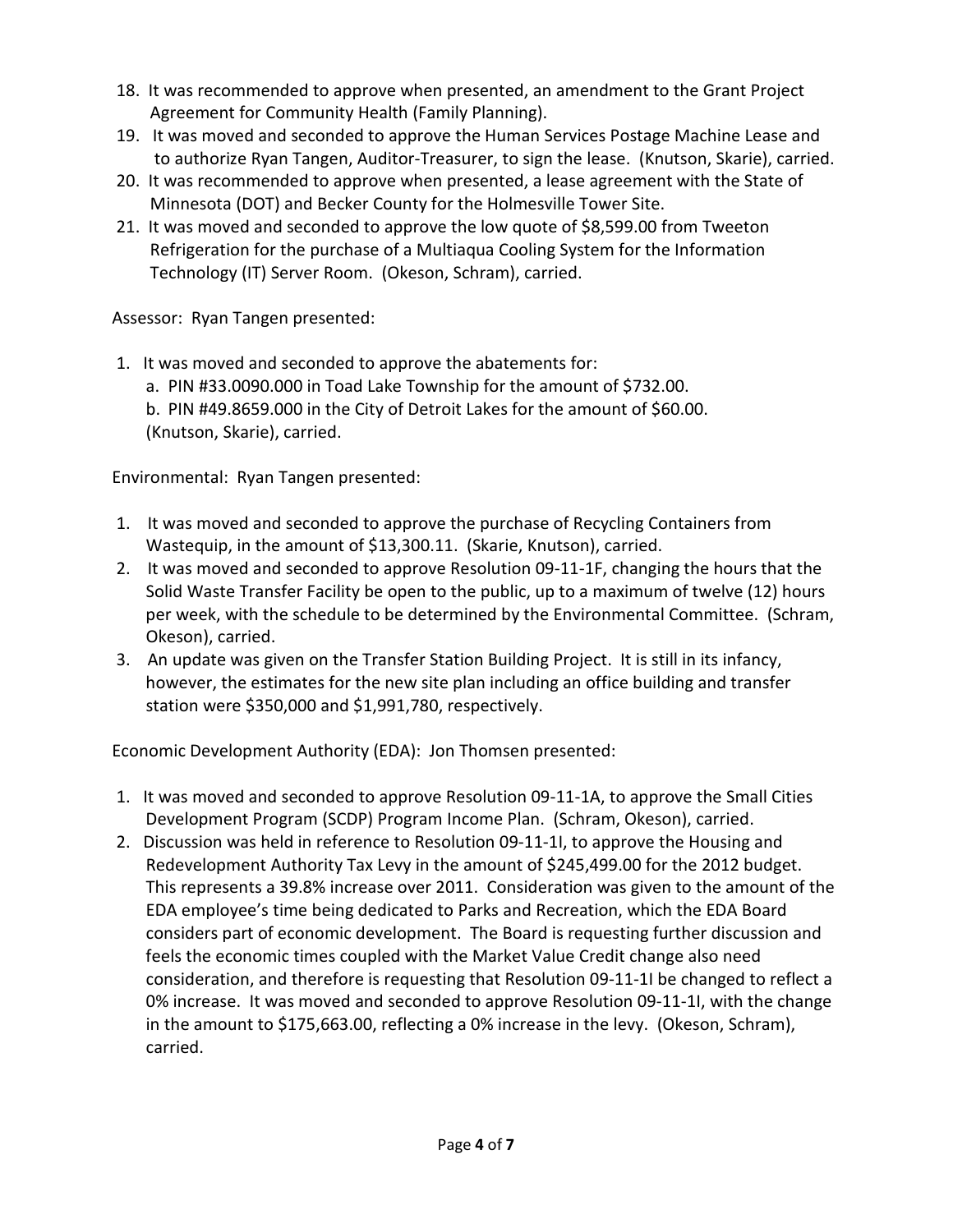18. It was recommended to approve when presented, an amendment to the Grant Project Agreement for Community Health (Family Planning).
19. It was moved and seconded to approve the Human Services Postage Machine Lease and to authorize Ryan Tangen, Auditor-Treasurer, to sign the lease. (Knutson, Skarie), carried.
20. It was recommended to approve when presented, a lease agreement with the State of Minnesota (DOT) and Becker County for the Holmesville Tower Site.
21. It was moved and seconded to approve the low quote of $8,599.00 from Tweeton Refrigeration for the purchase of a Multiaqua Cooling System for the Information Technology (IT) Server Room. (Okeson, Schram), carried.

Assessor: Ryan Tangen presented:

1. It was moved and seconded to approve the abatements for:
   a. PIN #33.0090.000 in Toad Lake Township for the amount of $732.00.
   b. PIN #49.8659.000 in the City of Detroit Lakes for the amount of $60.00.
   (Knutson, Skarie), carried.

Environmental: Ryan Tangen presented:

1. It was moved and seconded to approve the purchase of Recycling Containers from Wastequip, in the amount of $13,300.11. (Skarie, Knutson), carried.
2. It was moved and seconded to approve Resolution 09-11-1F, changing the hours that the Solid Waste Transfer Facility be open to the public, up to a maximum of twelve (12) hours per week, with the schedule to be determined by the Environmental Committee. (Schram, Okeson), carried.
3. An update was given on the Transfer Station Building Project. It is still in its infancy, however, the estimates for the new site plan including an office building and transfer station were $350,000 and $1,991,780, respectively.

Economic Development Authority (EDA): Jon Thomsen presented:

1. It was moved and seconded to approve Resolution 09-11-1A, to approve the Small Cities Development Program (SCDP) Program Income Plan. (Schram, Okeson), carried.
2. Discussion was held in reference to Resolution 09-11-1I, to approve the Housing and Redevelopment Authority Tax Levy in the amount of $245,499.00 for the 2012 budget. This represents a 39.8% increase over 2011. Consideration was given to the amount of the EDA employee's time being dedicated to Parks and Recreation, which the EDA Board considers part of economic development. The Board is requesting further discussion and feels the economic times coupled with the Market Value Credit change also need consideration, and therefore is requesting that Resolution 09-11-1I be changed to reflect a 0% increase. It was moved and seconded to approve Resolution 09-11-1I, with the change in the amount to $175,663.00, reflecting a 0% increase in the levy. (Okeson, Schram), carried.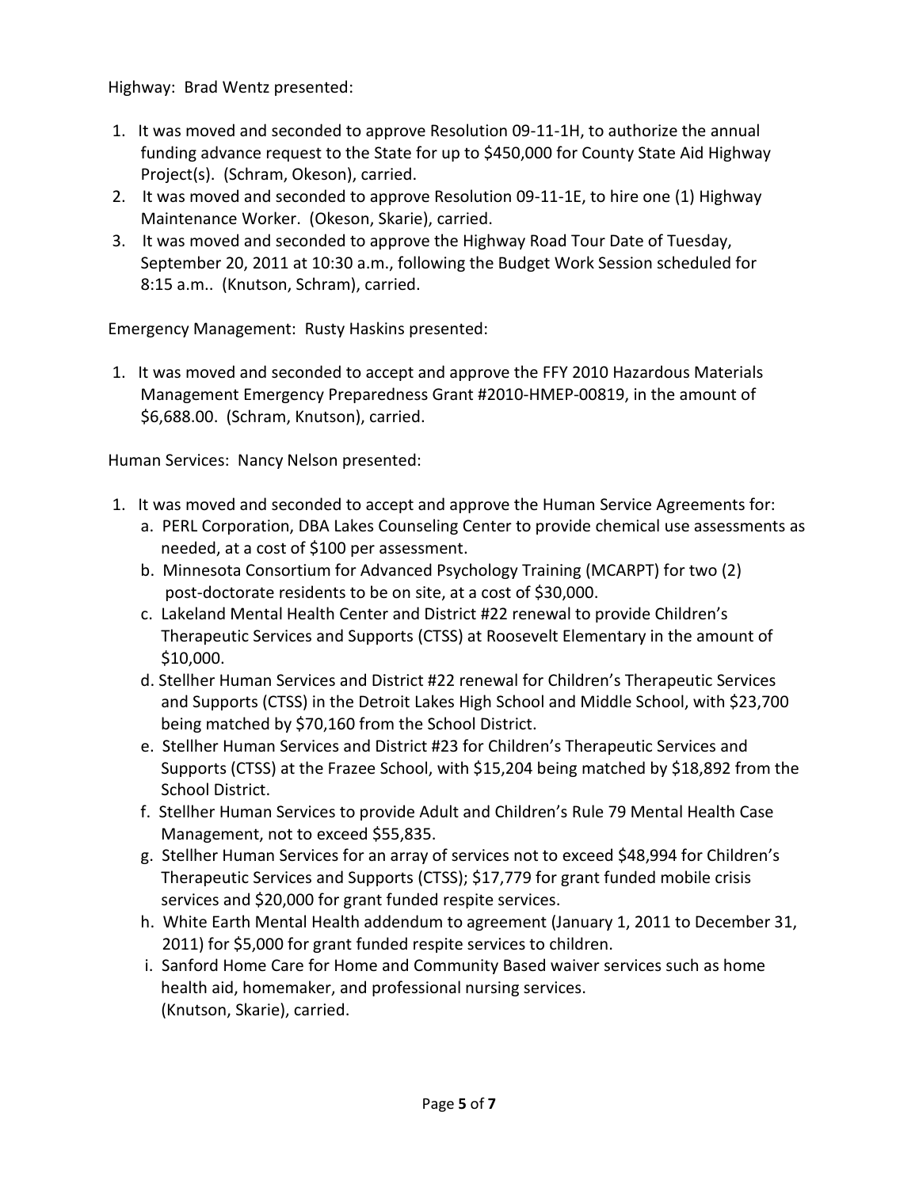Highway: Brad Wentz presented:

1. It was moved and seconded to approve Resolution 09-11-1H, to authorize the annual funding advance request to the State for up to $450,000 for County State Aid Highway Project(s). (Schram, Okeson), carried.
2. It was moved and seconded to approve Resolution 09-11-1E, to hire one (1) Highway Maintenance Worker. (Okeson, Skarie), carried.
3. It was moved and seconded to approve the Highway Road Tour Date of Tuesday, September 20, 2011 at 10:30 a.m., following the Budget Work Session scheduled for 8:15 a.m.. (Knutson, Schram), carried.

Emergency Management: Rusty Haskins presented:

1. It was moved and seconded to accept and approve the FFY 2010 Hazardous Materials Management Emergency Preparedness Grant #2010-HMEP-00819, in the amount of $6,688.00. (Schram, Knutson), carried.

Human Services: Nancy Nelson presented:

1. It was moved and seconded to accept and approve the Human Service Agreements for:
   a. PERL Corporation, DBA Lakes Counseling Center to provide chemical use assessments as needed, at a cost of $100 per assessment.
   b. Minnesota Consortium for Advanced Psychology Training (MCARPT) for two (2) post-doctorate residents to be on site, at a cost of $30,000.
   c. Lakeland Mental Health Center and District #22 renewal to provide Children's Therapeutic Services and Supports (CTSS) at Roosevelt Elementary in the amount of $10,000.
   d. Stellher Human Services and District #22 renewal for Children's Therapeutic Services and Supports (CTSS) in the Detroit Lakes High School and Middle School, with $23,700 being matched by $70,160 from the School District.
   e. Stellher Human Services and District #23 for Children's Therapeutic Services and Supports (CTSS) at the Frazee School, with $15,204 being matched by $18,892 from the School District.
   f. Stellher Human Services to provide Adult and Children's Rule 79 Mental Health Case Management, not to exceed $55,835.
   g. Stellher Human Services for an array of services not to exceed $48,994 for Children's Therapeutic Services and Supports (CTSS); $17,779 for grant funded mobile crisis services and $20,000 for grant funded respite services.
   h. White Earth Mental Health addendum to agreement (January 1, 2011 to December 31, 2011) for $5,000 for grant funded respite services to children.
   i. Sanford Home Care for Home and Community Based waiver services such as home health aid, homemaker, and professional nursing services.
   (Knutson, Skarie), carried.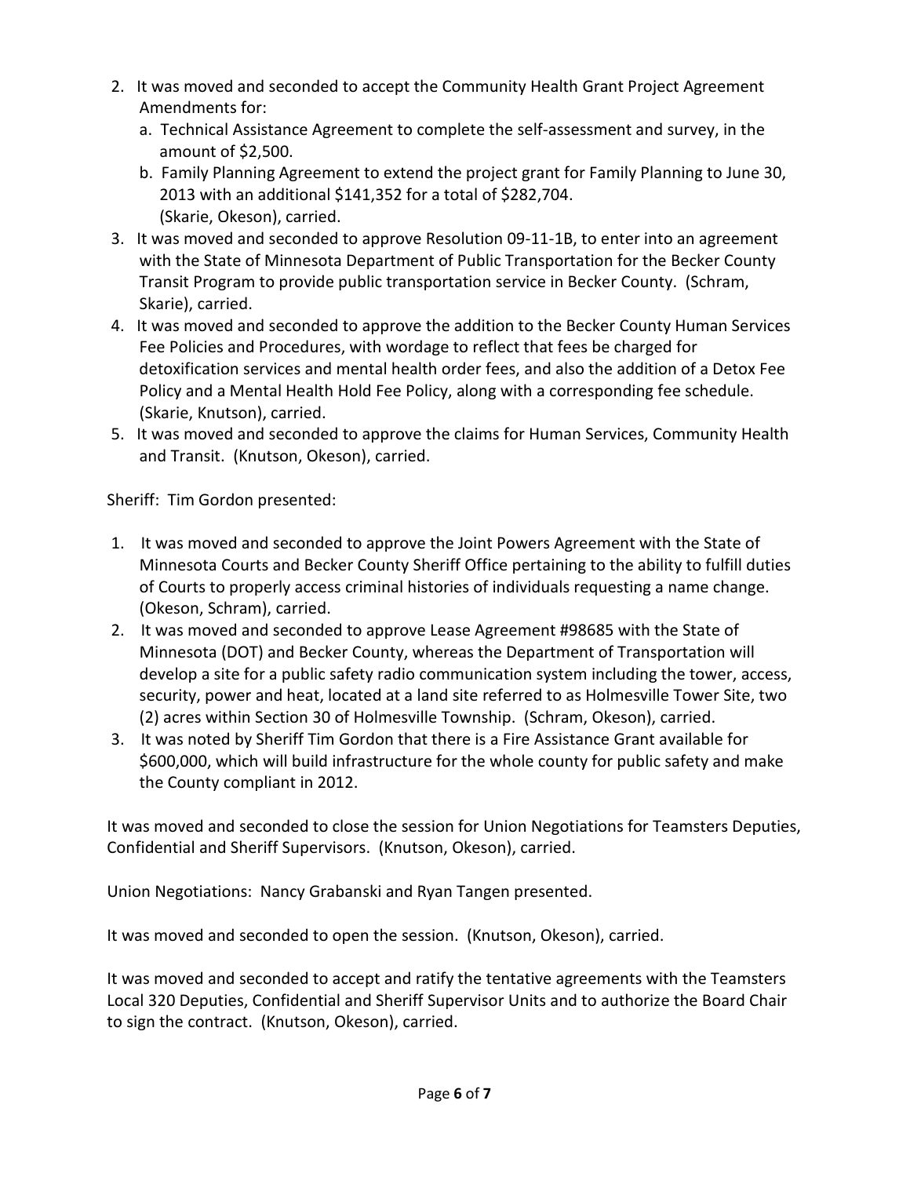2. It was moved and seconded to accept the Community Health Grant Project Agreement Amendments for:
   a. Technical Assistance Agreement to complete the self-assessment and survey, in the amount of $2,500.
   b. Family Planning Agreement to extend the project grant for Family Planning to June 30, 2013 with an additional $141,352 for a total of $282,704.
   (Skarie, Okeson), carried.
3. It was moved and seconded to approve Resolution 09-11-1B, to enter into an agreement with the State of Minnesota Department of Public Transportation for the Becker County Transit Program to provide public transportation service in Becker County. (Schram, Skarie), carried.
4. It was moved and seconded to approve the addition to the Becker County Human Services Fee Policies and Procedures, with wordage to reflect that fees be charged for detoxification services and mental health order fees, and also the addition of a Detox Fee Policy and a Mental Health Hold Fee Policy, along with a corresponding fee schedule. (Skarie, Knutson), carried.
5. It was moved and seconded to approve the claims for Human Services, Community Health and Transit. (Knutson, Okeson), carried.

Sheriff: Tim Gordon presented:

1. It was moved and seconded to approve the Joint Powers Agreement with the State of Minnesota Courts and Becker County Sheriff Office pertaining to the ability to fulfill duties of Courts to properly access criminal histories of individuals requesting a name change. (Okeson, Schram), carried.
2. It was moved and seconded to approve Lease Agreement #98685 with the State of Minnesota (DOT) and Becker County, whereas the Department of Transportation will develop a site for a public safety radio communication system including the tower, access, security, power and heat, located at a land site referred to as Holmesville Tower Site, two (2) acres within Section 30 of Holmesville Township. (Schram, Okeson), carried.
3. It was noted by Sheriff Tim Gordon that there is a Fire Assistance Grant available for $600,000, which will build infrastructure for the whole county for public safety and make the County compliant in 2012.

It was moved and seconded to close the session for Union Negotiations for Teamsters Deputies, Confidential and Sheriff Supervisors. (Knutson, Okeson), carried.

Union Negotiations: Nancy Grabanski and Ryan Tangen presented.

It was moved and seconded to open the session. (Knutson, Okeson), carried.

It was moved and seconded to accept and ratify the tentative agreements with the Teamsters Local 320 Deputies, Confidential and Sheriff Supervisor Units and to authorize the Board Chair to sign the contract. (Knutson, Okeson), carried.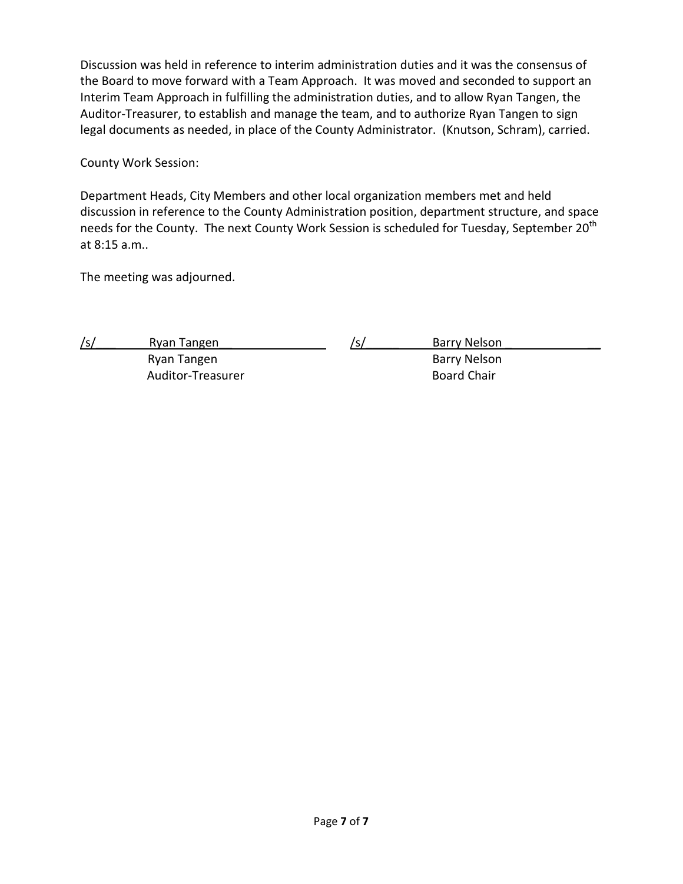Discussion was held in reference to interim administration duties and it was the consensus of the Board to move forward with a Team Approach. It was moved and seconded to support an Interim Team Approach in fulfilling the administration duties, and to allow Ryan Tangen, the Auditor-Treasurer, to establish and manage the team, and to authorize Ryan Tangen to sign legal documents as needed, in place of the County Administrator. (Knutson, Schram), carried.

County Work Session:

Department Heads, City Members and other local organization members met and held discussion in reference to the County Administration position, department structure, and space needs for the County. The next County Work Session is scheduled for Tuesday, September 20th at 8:15 a.m..

The meeting was adjourned.

/s/ Ryan Tangen
Ryan Tangen
Auditor-Treasurer

/s/ Barry Nelson
Barry Nelson
Board Chair